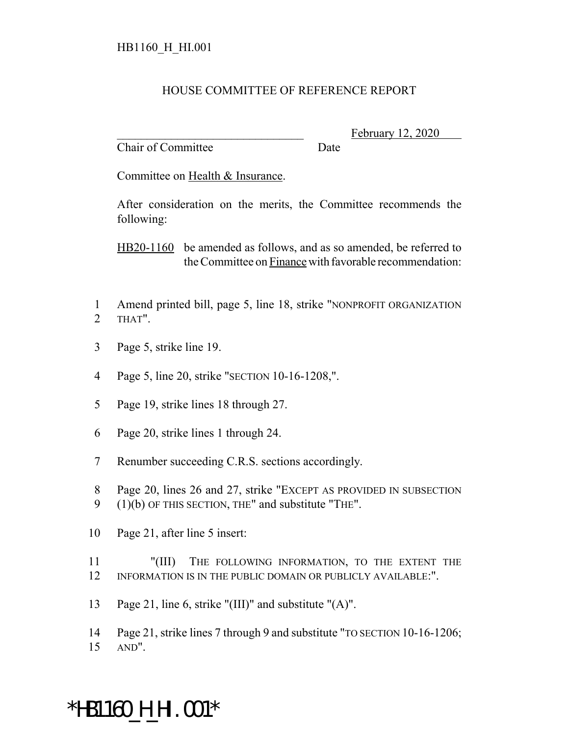HB1160_H_HI.001

HOUSE COMMITTEE OF REFERENCE REPORT

________________________________ February 12, 2020
Chair of Committee Date

Committee on Health & Insurance.

After consideration on the merits, the Committee recommends the following:

HB20-1160 be amended as follows, and as so amended, be referred to the Committee on Finance with favorable recommendation:

1 Amend printed bill, page 5, line 18, strike "NONPROFIT ORGANIZATION
2 THAT".

3 Page 5, strike line 19.

4 Page 5, line 20, strike "SECTION 10-16-1208,".

5 Page 19, strike lines 18 through 27.

6 Page 20, strike lines 1 through 24.

7 Renumber succeeding C.R.S. sections accordingly.

8 Page 20, lines 26 and 27, strike "EXCEPT AS PROVIDED IN SUBSECTION
9 (1)(b) OF THIS SECTION, THE" and substitute "THE".

10 Page 21, after line 5 insert:

11 "(III) THE FOLLOWING INFORMATION, TO THE EXTENT THE
12 INFORMATION IS IN THE PUBLIC DOMAIN OR PUBLICLY AVAILABLE:".

13 Page 21, line 6, strike "(III)" and substitute "(A)".

14 Page 21, strike lines 7 through 9 and substitute "TO SECTION 10-16-1206;
15 AND".

*HB1160_H_HI.001*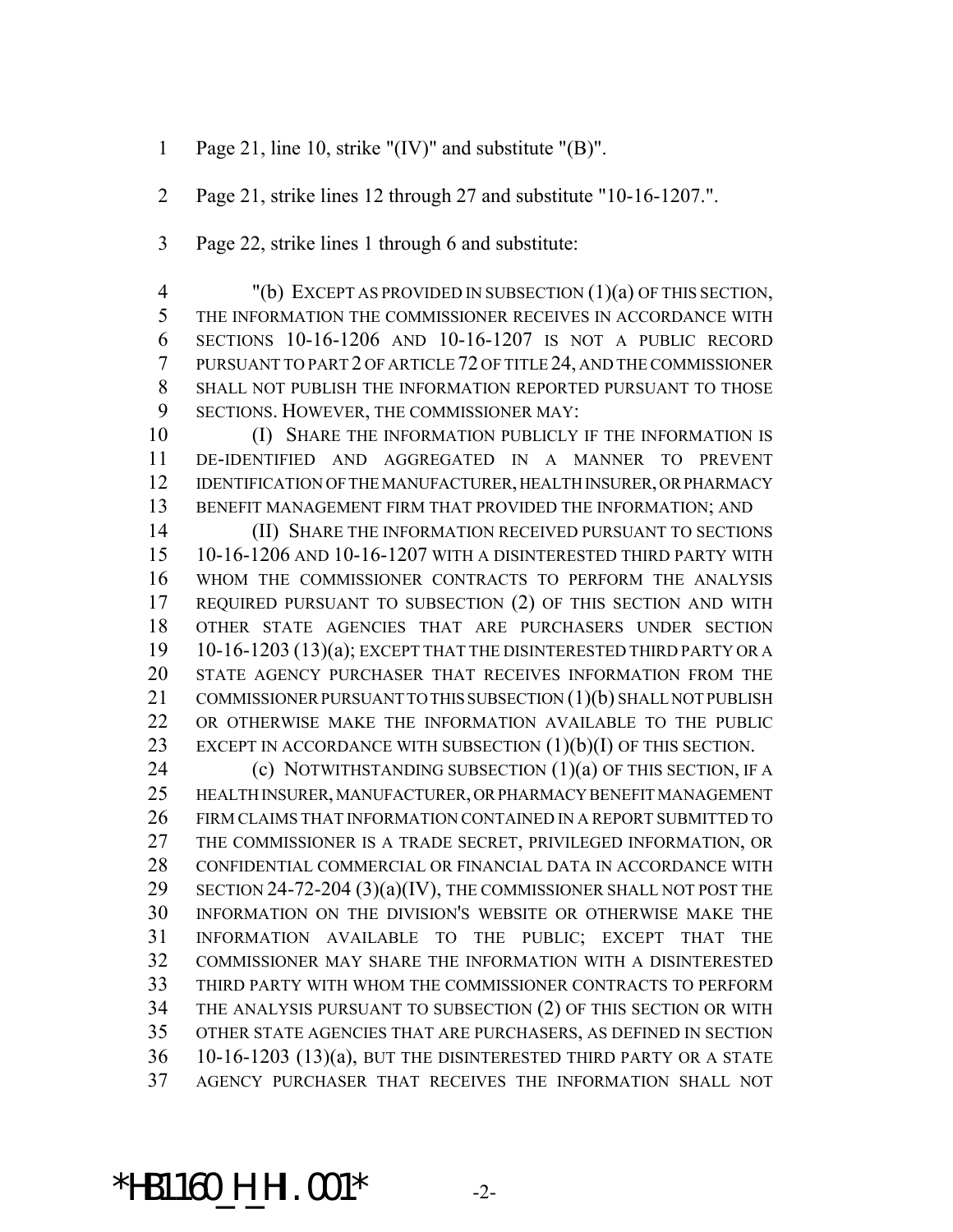Page 21, line 10, strike "(IV)" and substitute "(B)".

Page 21, strike lines 12 through 27 and substitute "10-16-1207.".

Page 22, strike lines 1 through 6 and substitute:

"(b) EXCEPT AS PROVIDED IN SUBSECTION (1)(a) OF THIS SECTION, THE INFORMATION THE COMMISSIONER RECEIVES IN ACCORDANCE WITH SECTIONS 10-16-1206 AND 10-16-1207 IS NOT A PUBLIC RECORD PURSUANT TO PART 2 OF ARTICLE 72 OF TITLE 24, AND THE COMMISSIONER SHALL NOT PUBLISH THE INFORMATION REPORTED PURSUANT TO THOSE SECTIONS. HOWEVER, THE COMMISSIONER MAY:

(I) SHARE THE INFORMATION PUBLICLY IF THE INFORMATION IS DE-IDENTIFIED AND AGGREGATED IN A MANNER TO PREVENT IDENTIFICATION OF THE MANUFACTURER, HEALTH INSURER, OR PHARMACY BENEFIT MANAGEMENT FIRM THAT PROVIDED THE INFORMATION; AND

(II) SHARE THE INFORMATION RECEIVED PURSUANT TO SECTIONS 10-16-1206 AND 10-16-1207 WITH A DISINTERESTED THIRD PARTY WITH WHOM THE COMMISSIONER CONTRACTS TO PERFORM THE ANALYSIS REQUIRED PURSUANT TO SUBSECTION (2) OF THIS SECTION AND WITH OTHER STATE AGENCIES THAT ARE PURCHASERS UNDER SECTION 10-16-1203 (13)(a); EXCEPT THAT THE DISINTERESTED THIRD PARTY OR A STATE AGENCY PURCHASER THAT RECEIVES INFORMATION FROM THE COMMISSIONER PURSUANT TO THIS SUBSECTION (1)(b) SHALL NOT PUBLISH OR OTHERWISE MAKE THE INFORMATION AVAILABLE TO THE PUBLIC EXCEPT IN ACCORDANCE WITH SUBSECTION (1)(b)(I) OF THIS SECTION.

(c) NOTWITHSTANDING SUBSECTION (1)(a) OF THIS SECTION, IF A HEALTH INSURER, MANUFACTURER, OR PHARMACY BENEFIT MANAGEMENT FIRM CLAIMS THAT INFORMATION CONTAINED IN A REPORT SUBMITTED TO THE COMMISSIONER IS A TRADE SECRET, PRIVILEGED INFORMATION, OR CONFIDENTIAL COMMERCIAL OR FINANCIAL DATA IN ACCORDANCE WITH SECTION 24-72-204 (3)(a)(IV), THE COMMISSIONER SHALL NOT POST THE INFORMATION ON THE DIVISION'S WEBSITE OR OTHERWISE MAKE THE INFORMATION AVAILABLE TO THE PUBLIC; EXCEPT THAT THE COMMISSIONER MAY SHARE THE INFORMATION WITH A DISINTERESTED THIRD PARTY WITH WHOM THE COMMISSIONER CONTRACTS TO PERFORM THE ANALYSIS PURSUANT TO SUBSECTION (2) OF THIS SECTION OR WITH OTHER STATE AGENCIES THAT ARE PURCHASERS, AS DEFINED IN SECTION 10-16-1203 (13)(a), BUT THE DISINTERESTED THIRD PARTY OR A STATE AGENCY PURCHASER THAT RECEIVES THE INFORMATION SHALL NOT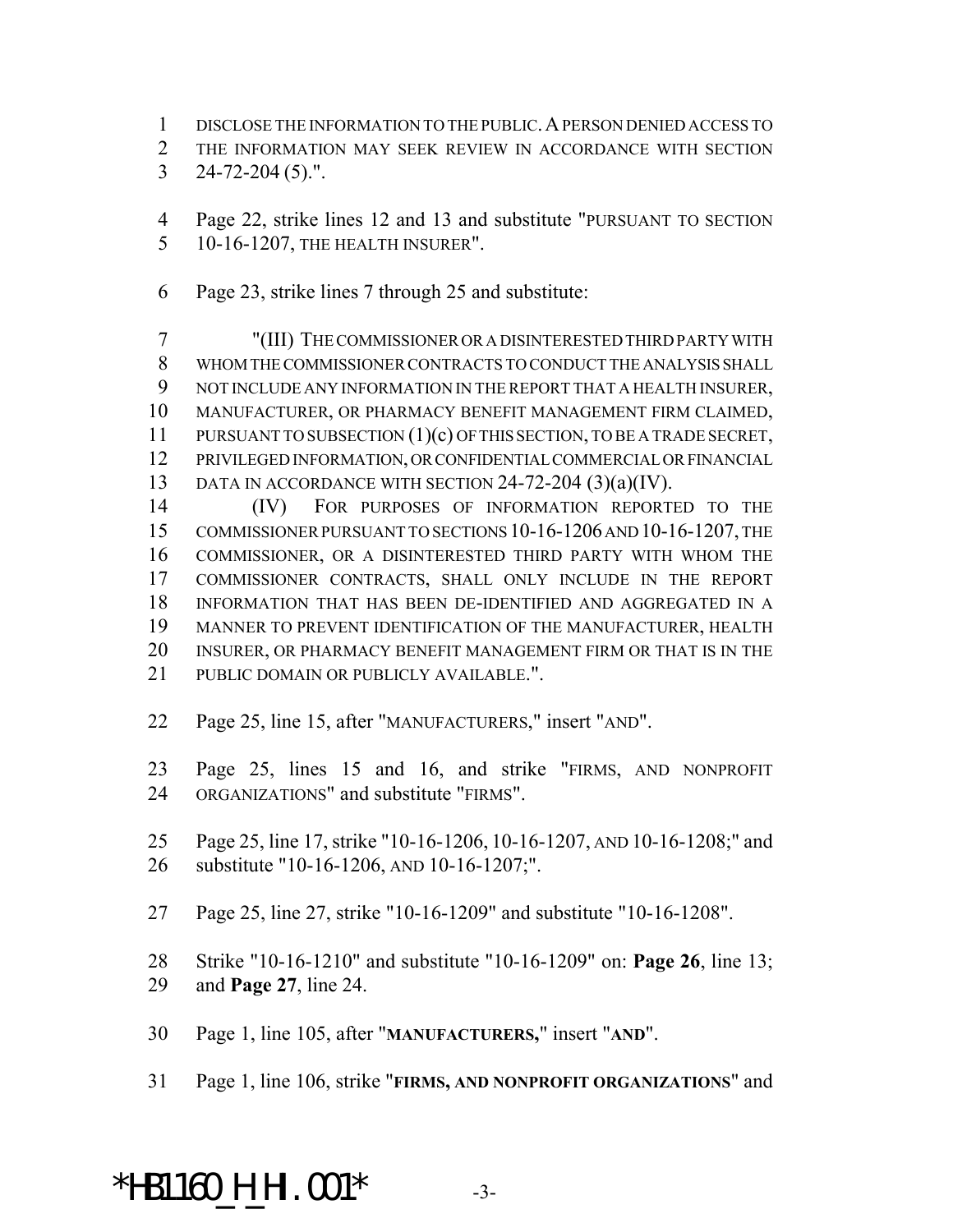1 DISCLOSE THE INFORMATION TO THE PUBLIC. A PERSON DENIED ACCESS TO
2 THE INFORMATION MAY SEEK REVIEW IN ACCORDANCE WITH SECTION
3 24-72-204 (5).".

4 Page 22, strike lines 12 and 13 and substitute "PURSUANT TO SECTION
5 10-16-1207, THE HEALTH INSURER".

6 Page 23, strike lines 7 through 25 and substitute:

7 "(III) THE COMMISSIONER OR A DISINTERESTED THIRD PARTY WITH
8 WHOM THE COMMISSIONER CONTRACTS TO CONDUCT THE ANALYSIS SHALL
9 NOT INCLUDE ANY INFORMATION IN THE REPORT THAT A HEALTH INSURER,
10 MANUFACTURER, OR PHARMACY BENEFIT MANAGEMENT FIRM CLAIMED,
11 PURSUANT TO SUBSECTION (1)(c) OF THIS SECTION, TO BE A TRADE SECRET,
12 PRIVILEGED INFORMATION, OR CONFIDENTIAL COMMERCIAL OR FINANCIAL
13 DATA IN ACCORDANCE WITH SECTION 24-72-204 (3)(a)(IV).

14 (IV) FOR PURPOSES OF INFORMATION REPORTED TO THE
15 COMMISSIONER PURSUANT TO SECTIONS 10-16-1206 AND 10-16-1207, THE
16 COMMISSIONER, OR A DISINTERESTED THIRD PARTY WITH WHOM THE
17 COMMISSIONER CONTRACTS, SHALL ONLY INCLUDE IN THE REPORT
18 INFORMATION THAT HAS BEEN DE-IDENTIFIED AND AGGREGATED IN A
19 MANNER TO PREVENT IDENTIFICATION OF THE MANUFACTURER, HEALTH
20 INSURER, OR PHARMACY BENEFIT MANAGEMENT FIRM OR THAT IS IN THE
21 PUBLIC DOMAIN OR PUBLICLY AVAILABLE.".

22 Page 25, line 15, after "MANUFACTURERS," insert "AND".

23 Page 25, lines 15 and 16, and strike "FIRMS, AND NONPROFIT
24 ORGANIZATIONS" and substitute "FIRMS".

25 Page 25, line 17, strike "10-16-1206, 10-16-1207, AND 10-16-1208;" and
26 substitute "10-16-1206, AND 10-16-1207;".

27 Page 25, line 27, strike "10-16-1209" and substitute "10-16-1208".

28 Strike "10-16-1210" and substitute "10-16-1209" on: **Page 26**, line 13;
29 and **Page 27**, line 24.

30 Page 1, line 105, after "**MANUFACTURERS,**" insert "**AND**".

31 Page 1, line 106, strike "**FIRMS, AND NONPROFIT ORGANIZATIONS**" and

*HB1160_H_HI.001*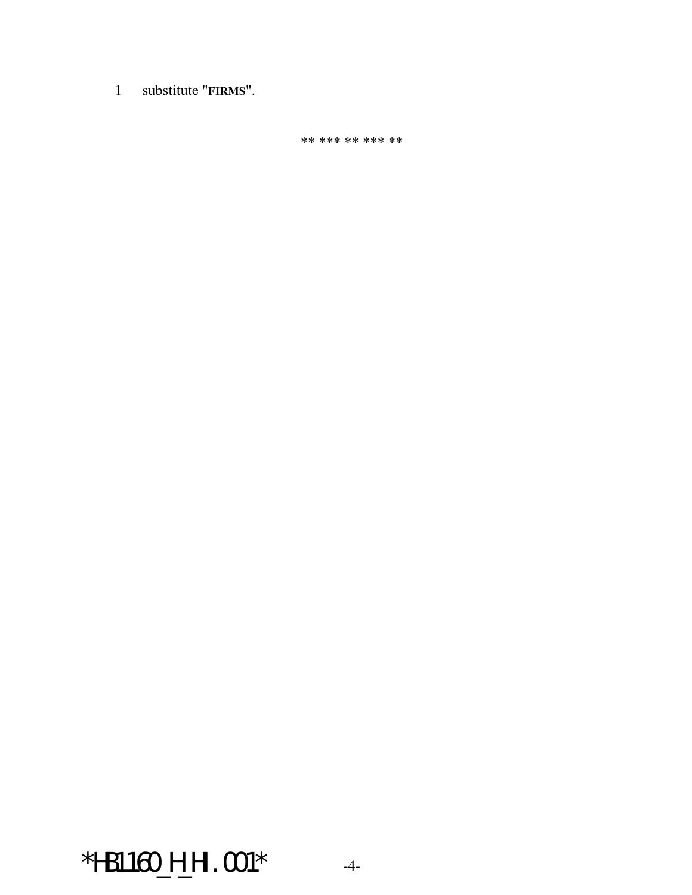1 substitute "**FIRMS**".

** *** ** *** **

*HB1160_H_H1.001*